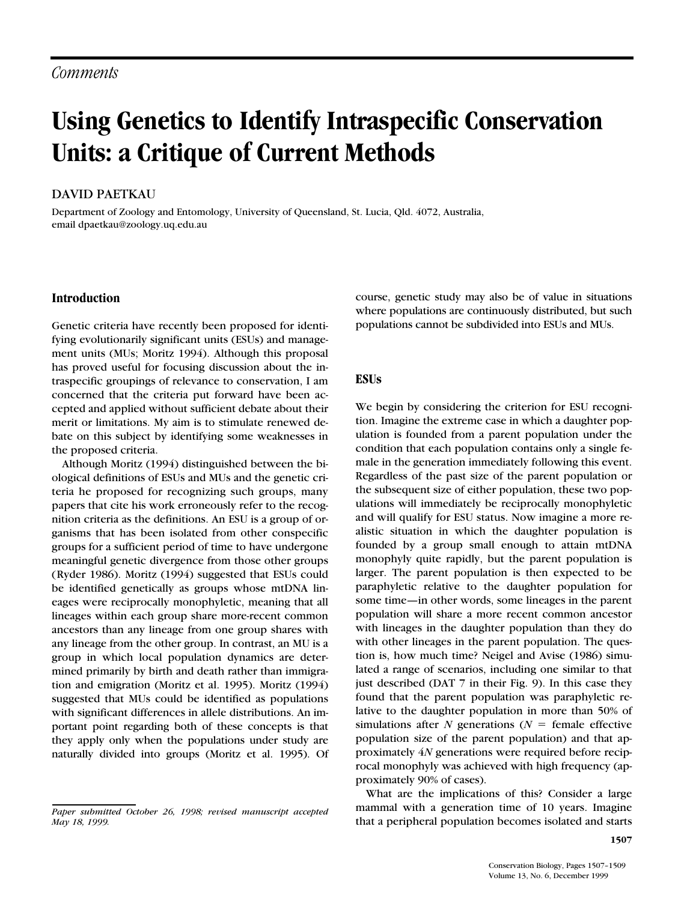*Comments*

# Using Genetics to Identify Intraspecific Conservation Units: a Critique of Current Methods

DAVID PAETKAU

Department of Zoology and Entomology, University of Queensland, St. Lucia, Qld. 4072, Australia, email dpaetkau@zoology.uq.edu.au

## Introduction

Genetic criteria have recently been proposed for identifying evolutionarily significant units (ESUs) and management units (MUs; Moritz 1994). Although this proposal has proved useful for focusing discussion about the intraspecific groupings of relevance to conservation, I am concerned that the criteria put forward have been accepted and applied without sufficient debate about their merit or limitations. My aim is to stimulate renewed debate on this subject by identifying some weaknesses in the proposed criteria.

Although Moritz (1994) distinguished between the biological definitions of ESUs and MUs and the genetic criteria he proposed for recognizing such groups, many papers that cite his work erroneously refer to the recognition criteria as the definitions. An ESU is a group of organisms that has been isolated from other conspecific groups for a sufficient period of time to have undergone meaningful genetic divergence from those other groups (Ryder 1986). Moritz (1994) suggested that ESUs could be identified genetically as groups whose mtDNA lineages were reciprocally monophyletic, meaning that all lineages within each group share more-recent common ancestors than any lineage from one group shares with any lineage from the other group. In contrast, an MU is a group in which local population dynamics are determined primarily by birth and death rather than immigration and emigration (Moritz et al. 1995). Moritz (1994) suggested that MUs could be identified as populations with significant differences in allele distributions. An important point regarding both of these concepts is that they apply only when the populations under study are naturally divided into groups (Moritz et al. 1995). Of course, genetic study may also be of value in situations where populations are continuously distributed, but such populations cannot be subdivided into ESUs and MUs.

## ESUs

We begin by considering the criterion for ESU recognition. Imagine the extreme case in which a daughter population is founded from a parent population under the condition that each population contains only a single female in the generation immediately following this event. Regardless of the past size of the parent population or the subsequent size of either population, these two populations will immediately be reciprocally monophyletic and will qualify for ESU status. Now imagine a more realistic situation in which the daughter population is founded by a group small enough to attain mtDNA monophyly quite rapidly, but the parent population is larger. The parent population is then expected to be paraphyletic relative to the daughter population for some time—in other words, some lineages in the parent population will share a more recent common ancestor with lineages in the daughter population than they do with other lineages in the parent population. The question is, how much time? Neigel and Avise (1986) simulated a range of scenarios, including one similar to that just described (DAT 7 in their Fig. 9). In this case they found that the parent population was paraphyletic relative to the daughter population in more than 50% of simulations after $N$ generations ($N$ = female effective population size of the parent population) and that approximately $4N$ generations were required before reciprocal monophyly was achieved with high frequency (approximately 90% of cases).

What are the implications of this? Consider a large mammal with a generation time of 10 years. Imagine that a peripheral population becomes isolated and starts

*Paper submitted October 26, 1998; revised manuscript accepted May 18, 1999.*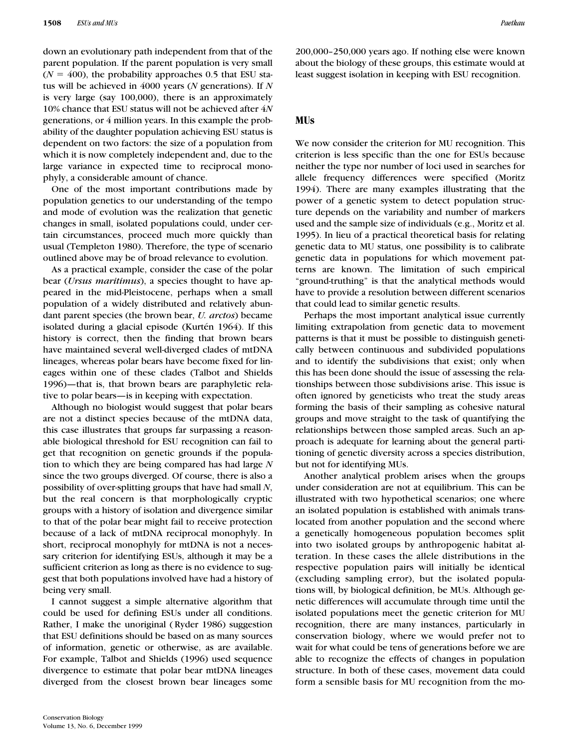down an evolutionary path independent from that of the parent population. If the parent population is very small ($N = 400$), the probability approaches 0.5 that ESU status will be achieved in 4000 years ($N$ generations). If $N$ is very large (say 100,000), there is an approximately 10% chance that ESU status will not be achieved after $4N$ generations, or 4 million years. In this example the probability of the daughter population achieving ESU status is dependent on two factors: the size of a population from which it is now completely independent and, due to the large variance in expected time to reciprocal monophyly, a considerable amount of chance.

One of the most important contributions made by population genetics to our understanding of the tempo and mode of evolution was the realization that genetic changes in small, isolated populations could, under certain circumstances, proceed much more quickly than usual (Templeton 1980). Therefore, the type of scenario outlined above may be of broad relevance to evolution.

As a practical example, consider the case of the polar bear (*Ursus maritimus*), a species thought to have appeared in the mid-Pleistocene, perhaps when a small population of a widely distributed and relatively abundant parent species (the brown bear, *U. arctos*) became isolated during a glacial episode (Kurtén 1964). If this history is correct, then the finding that brown bears have maintained several well-diverged clades of mtDNA lineages, whereas polar bears have become fixed for lineages within one of these clades (Talbot and Shields 1996)—that is, that brown bears are paraphyletic relative to polar bears—is in keeping with expectation.

Although no biologist would suggest that polar bears are not a distinct species because of the mtDNA data, this case illustrates that groups far surpassing a reasonable biological threshold for ESU recognition can fail to get that recognition on genetic grounds if the population to which they are being compared has had large $N$ since the two groups diverged. Of course, there is also a possibility of over-splitting groups that have had small $N$, but the real concern is that morphologically cryptic groups with a history of isolation and divergence similar to that of the polar bear might fail to receive protection because of a lack of mtDNA reciprocal monophyly. In short, reciprocal monophyly for mtDNA is not a necessary criterion for identifying ESUs, although it may be a sufficient criterion as long as there is no evidence to suggest that both populations involved have had a history of being very small.

I cannot suggest a simple alternative algorithm that could be used for defining ESUs under all conditions. Rather, I make the unoriginal (Ryder 1986) suggestion that ESU definitions should be based on as many sources of information, genetic or otherwise, as are available. For example, Talbot and Shields (1996) used sequence divergence to estimate that polar bear mtDNA lineages diverged from the closest brown bear lineages some 200,000–250,000 years ago. If nothing else were known about the biology of these groups, this estimate would at least suggest isolation in keeping with ESU recognition.

## MUs

We now consider the criterion for MU recognition. This criterion is less specific than the one for ESUs because neither the type nor number of loci used in searches for allele frequency differences were specified (Moritz 1994). There are many examples illustrating that the power of a genetic system to detect population structure depends on the variability and number of markers used and the sample size of individuals (e.g., Moritz et al. 1995). In lieu of a practical theoretical basis for relating genetic data to MU status, one possibility is to calibrate genetic data in populations for which movement patterns are known. The limitation of such empirical "ground-truthing" is that the analytical methods would have to provide a resolution between different scenarios that could lead to similar genetic results.

Perhaps the most important analytical issue currently limiting extrapolation from genetic data to movement patterns is that it must be possible to distinguish genetically between continuous and subdivided populations and to identify the subdivisions that exist; only when this has been done should the issue of assessing the relationships between those subdivisions arise. This issue is often ignored by geneticists who treat the study areas forming the basis of their sampling as cohesive natural groups and move straight to the task of quantifying the relationships between those sampled areas. Such an approach is adequate for learning about the general partitioning of genetic diversity across a species distribution, but not for identifying MUs.

Another analytical problem arises when the groups under consideration are not at equilibrium. This can be illustrated with two hypothetical scenarios; one where an isolated population is established with animals translocated from another population and the second where a genetically homogeneous population becomes split into two isolated groups by anthropogenic habitat alteration. In these cases the allele distributions in the respective population pairs will initially be identical (excluding sampling error), but the isolated populations will, by biological definition, be MUs. Although genetic differences will accumulate through time until the isolated populations meet the genetic criterion for MU recognition, there are many instances, particularly in conservation biology, where we would prefer not to wait for what could be tens of generations before we are able to recognize the effects of changes in population structure. In both of these cases, movement data could form a sensible basis for MU recognition from the mo-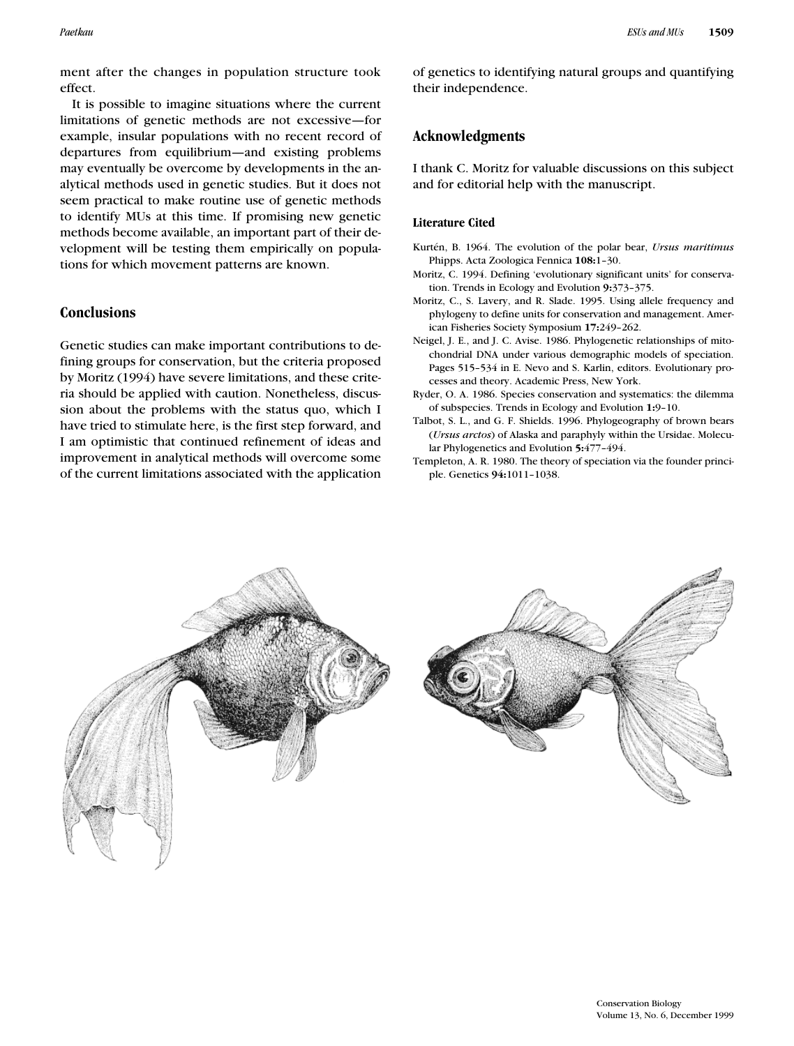ment after the changes in population structure took effect.

It is possible to imagine situations where the current limitations of genetic methods are not excessive—for example, insular populations with no recent record of departures from equilibrium—and existing problems may eventually be overcome by developments in the analytical methods used in genetic studies. But it does not seem practical to make routine use of genetic methods to identify MUs at this time. If promising new genetic methods become available, an important part of their development will be testing them empirically on populations for which movement patterns are known.

## Conclusions

Genetic studies can make important contributions to defining groups for conservation, but the criteria proposed by Moritz (1994) have severe limitations, and these criteria should be applied with caution. Nonetheless, discussion about the problems with the status quo, which I have tried to stimulate here, is the first step forward, and I am optimistic that continued refinement of ideas and improvement in analytical methods will overcome some of the current limitations associated with the application of genetics to identifying natural groups and quantifying their independence.

## Acknowledgments

I thank C. Moritz for valuable discussions on this subject and for editorial help with the manuscript.

### Literature Cited

Kurtén, B. 1964. The evolution of the polar bear, *Ursus maritimus* Phipps. Acta Zoologica Fennica **108:**1–30.

Moritz, C. 1994. Defining 'evolutionary significant units' for conservation. Trends in Ecology and Evolution **9:**373–375.

Moritz, C., S. Lavery, and R. Slade. 1995. Using allele frequency and phylogeny to define units for conservation and management. American Fisheries Society Symposium **17:**249–262.

Neigel, J. E., and J. C. Avise. 1986. Phylogenetic relationships of mitochondrial DNA under various demographic models of speciation. Pages 515–534 in E. Nevo and S. Karlin, editors. Evolutionary processes and theory. Academic Press, New York.

Ryder, O. A. 1986. Species conservation and systematics: the dilemma of subspecies. Trends in Ecology and Evolution **1:**9–10.

Talbot, S. L., and G. F. Shields. 1996. Phylogeography of brown bears (*Ursus arctos*) of Alaska and paraphyly within the Ursidae. Molecular Phylogenetics and Evolution **5:**477–494.

Templeton, A. R. 1980. The theory of speciation via the founder principle. Genetics **94:**1011–1038.